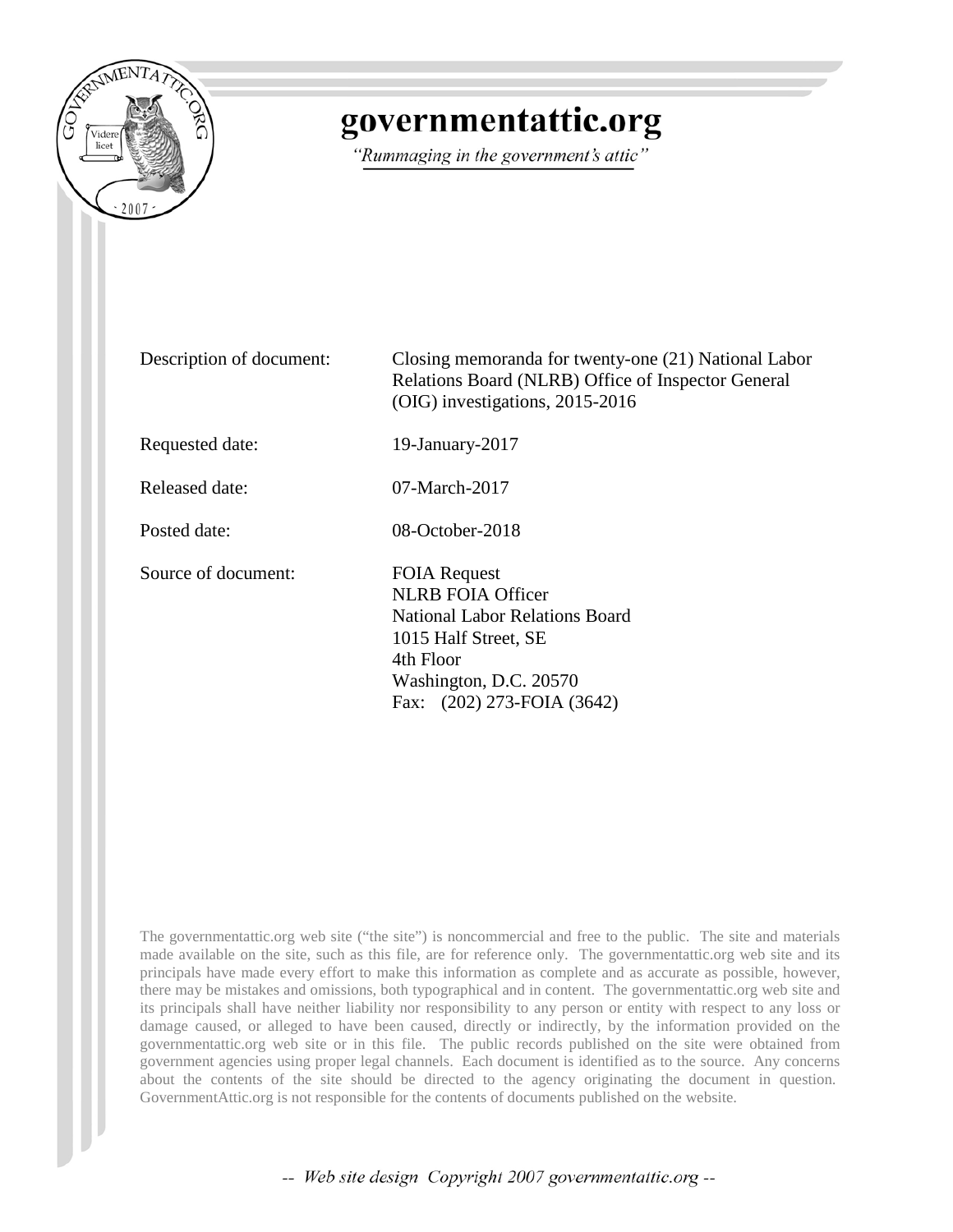# governmentattic.org

*"Rummaging in the government's attic"*

| | |
|---|---|
| Description of document: | Closing memoranda for twenty-one (21) National Labor Relations Board (NLRB) Office of Inspector General (OIG) investigations, 2015-2016 |
| Requested date: | 19-January-2017 |
| Released date: | 07-March-2017 |
| Posted date: | 08-October-2018 |
| Source of document: | FOIA Request<br>NLRB FOIA Officer<br>National Labor Relations Board<br>1015 Half Street, SE<br>4th Floor<br>Washington, D.C. 20570<br>Fax: (202) 273-FOIA (3642) |

The governmentattic.org web site ("the site") is noncommercial and free to the public. The site and materials made available on the site, such as this file, are for reference only. The governmentattic.org web site and its principals have made every effort to make this information as complete and as accurate as possible, however, there may be mistakes and omissions, both typographical and in content. The governmentattic.org web site and its principals shall have neither liability nor responsibility to any person or entity with respect to any loss or damage caused, or alleged to have been caused, directly or indirectly, by the information provided on the governmentattic.org web site or in this file. The public records published on the site were obtained from government agencies using proper legal channels. Each document is identified as to the source. Any concerns about the contents of the site should be directed to the agency originating the document in question. GovernmentAttic.org is not responsible for the contents of documents published on the website.

*-- Web site design Copyright 2007 governmentattic.org --*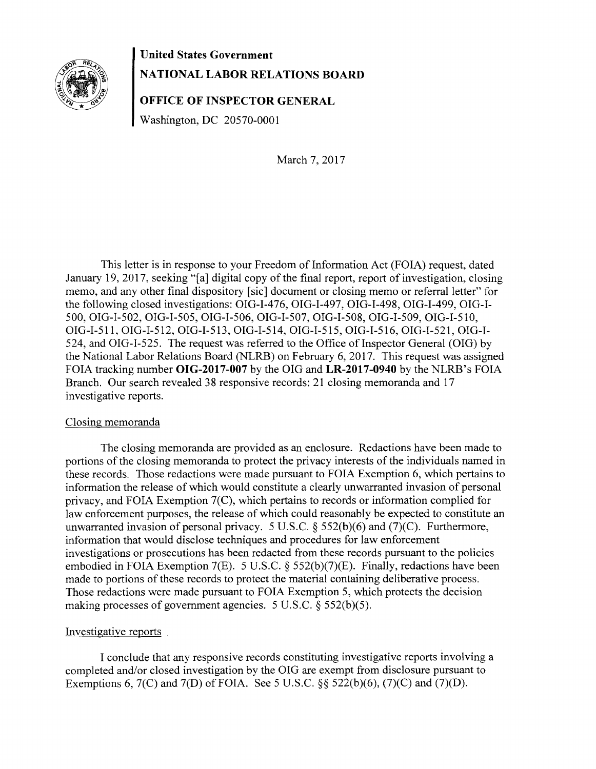**United States Government**

**NATIONAL LABOR RELATIONS BOARD**

**OFFICE OF INSPECTOR GENERAL**

Washington, DC 20570-0001

March 7, 2017

This letter is in response to your Freedom of Information Act (FOIA) request, dated January 19, 2017, seeking "[a] digital copy of the final report, report of investigation, closing memo, and any other final dispository [sic] document or closing memo or referral letter" for the following closed investigations: OIG-I-476, OIG-I-497, OIG-I-498, OIG-I-499, OIG-I-500, OIG-I-502, OIG-I-505, OIG-I-506, OIG-I-507, OIG-I-508, OIG-I-509, OIG-I-510, OIG-I-511, OIG-I-512, OIG-I-513, OIG-I-514, OIG-I-515, OIG-I-516, OIG-I-521, OIG-I-524, and OIG-I-525. The request was referred to the Office of Inspector General (OIG) by the National Labor Relations Board (NLRB) on February 6, 2017. This request was assigned FOIA tracking number **OIG-2017-007** by the OIG and **LR-2017-0940** by the NLRB's FOIA Branch. Our search revealed 38 responsive records: 21 closing memoranda and 17 investigative reports.

Closing memoranda

The closing memoranda are provided as an enclosure. Redactions have been made to portions of the closing memoranda to protect the privacy interests of the individuals named in these records. Those redactions were made pursuant to FOIA Exemption 6, which pertains to information the release of which would constitute a clearly unwarranted invasion of personal privacy, and FOIA Exemption 7(C), which pertains to records or information complied for law enforcement purposes, the release of which could reasonably be expected to constitute an unwarranted invasion of personal privacy. 5 U.S.C. § 552(b)(6) and (7)(C). Furthermore, information that would disclose techniques and procedures for law enforcement investigations or prosecutions has been redacted from these records pursuant to the policies embodied in FOIA Exemption 7(E). 5 U.S.C. § 552(b)(7)(E). Finally, redactions have been made to portions of these records to protect the material containing deliberative process. Those redactions were made pursuant to FOIA Exemption 5, which protects the decision making processes of government agencies. 5 U.S.C. § 552(b)(5).

Investigative reports

I conclude that any responsive records constituting investigative reports involving a completed and/or closed investigation by the OIG are exempt from disclosure pursuant to Exemptions 6, 7(C) and 7(D) of FOIA. See 5 U.S.C. §§ 522(b)(6), (7)(C) and (7)(D).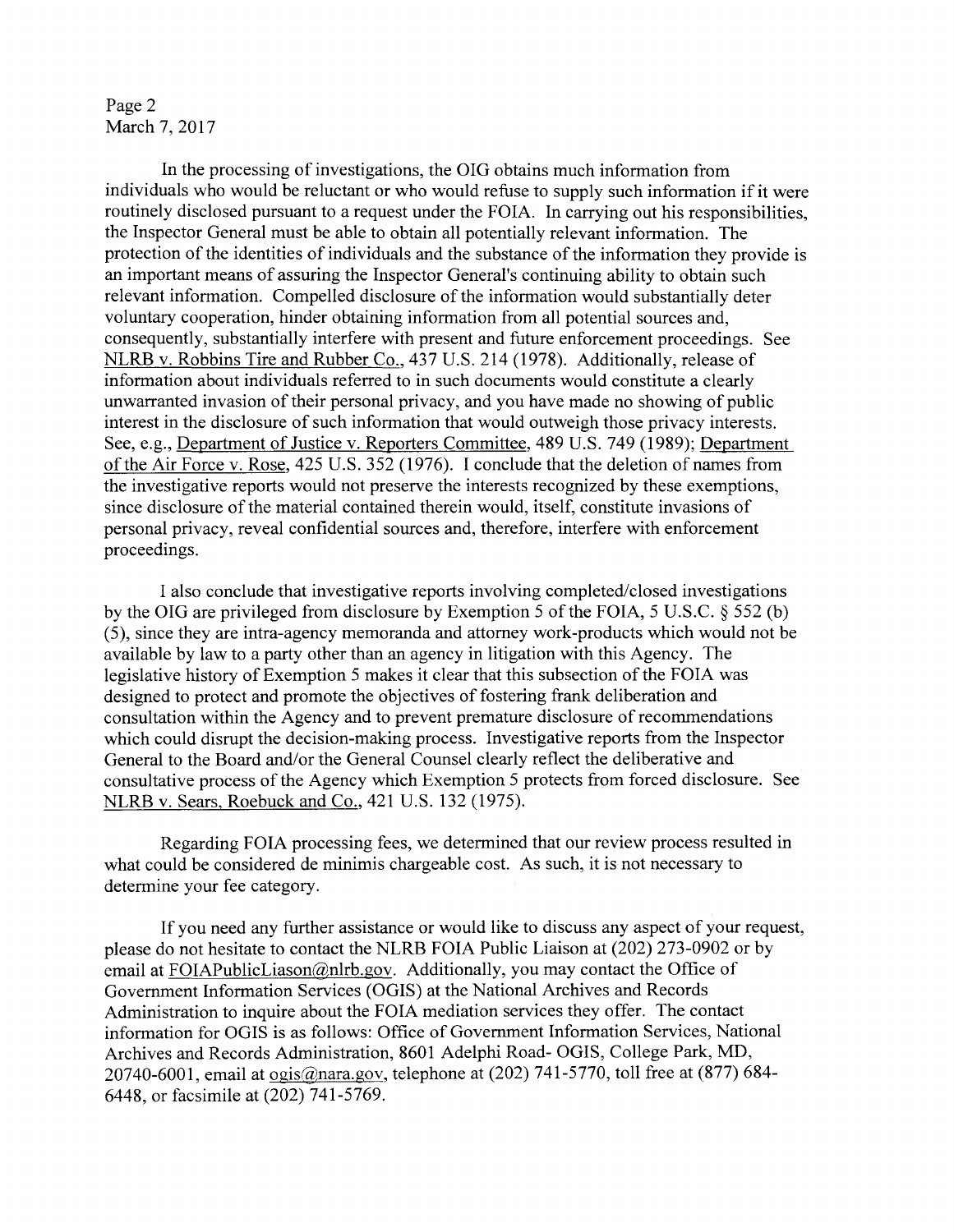In the processing of investigations, the OIG obtains much information from individuals who would be reluctant or who would refuse to supply such information if it were routinely disclosed pursuant to a request under the FOIA. In carrying out his responsibilities, the Inspector General must be able to obtain all potentially relevant information. The protection of the identities of individuals and the substance of the information they provide is an important means of assuring the Inspector General's continuing ability to obtain such relevant information. Compelled disclosure of the information would substantially deter voluntary cooperation, hinder obtaining information from all potential sources and, consequently, substantially interfere with present and future enforcement proceedings. See NLRB v. Robbins Tire and Rubber Co., 437 U.S. 214 (1978). Additionally, release of information about individuals referred to in such documents would constitute a clearly unwarranted invasion of their personal privacy, and you have made no showing of public interest in the disclosure of such information that would outweigh those privacy interests. See, e.g., Department of Justice v. Reporters Committee, 489 U.S. 749 (1989); Department of the Air Force v. Rose, 425 U.S. 352 (1976). I conclude that the deletion of names from the investigative reports would not preserve the interests recognized by these exemptions, since disclosure of the material contained therein would, itself, constitute invasions of personal privacy, reveal confidential sources and, therefore, interfere with enforcement proceedings.

I also conclude that investigative reports involving completed/closed investigations by the OIG are privileged from disclosure by Exemption 5 of the FOIA, 5 U.S.C. § 552 (b) (5), since they are intra-agency memoranda and attorney work-products which would not be available by law to a party other than an agency in litigation with this Agency. The legislative history of Exemption 5 makes it clear that this subsection of the FOIA was designed to protect and promote the objectives of fostering frank deliberation and consultation within the Agency and to prevent premature disclosure of recommendations which could disrupt the decision-making process. Investigative reports from the Inspector General to the Board and/or the General Counsel clearly reflect the deliberative and consultative process of the Agency which Exemption 5 protects from forced disclosure. See NLRB v. Sears, Roebuck and Co., 421 U.S. 132 (1975).

Regarding FOIA processing fees, we determined that our review process resulted in what could be considered de minimis chargeable cost. As such, it is not necessary to determine your fee category.

If you need any further assistance or would like to discuss any aspect of your request, please do not hesitate to contact the NLRB FOIA Public Liaison at (202) 273-0902 or by email at FOIAPublicLiason@nlrb.gov. Additionally, you may contact the Office of Government Information Services (OGIS) at the National Archives and Records Administration to inquire about the FOIA mediation services they offer. The contact information for OGIS is as follows: Office of Government Information Services, National Archives and Records Administration, 8601 Adelphi Road- OGIS, College Park, MD, 20740-6001, email at ogis@nara.gov, telephone at (202) 741-5770, toll free at (877) 684-6448, or facsimile at (202) 741-5769.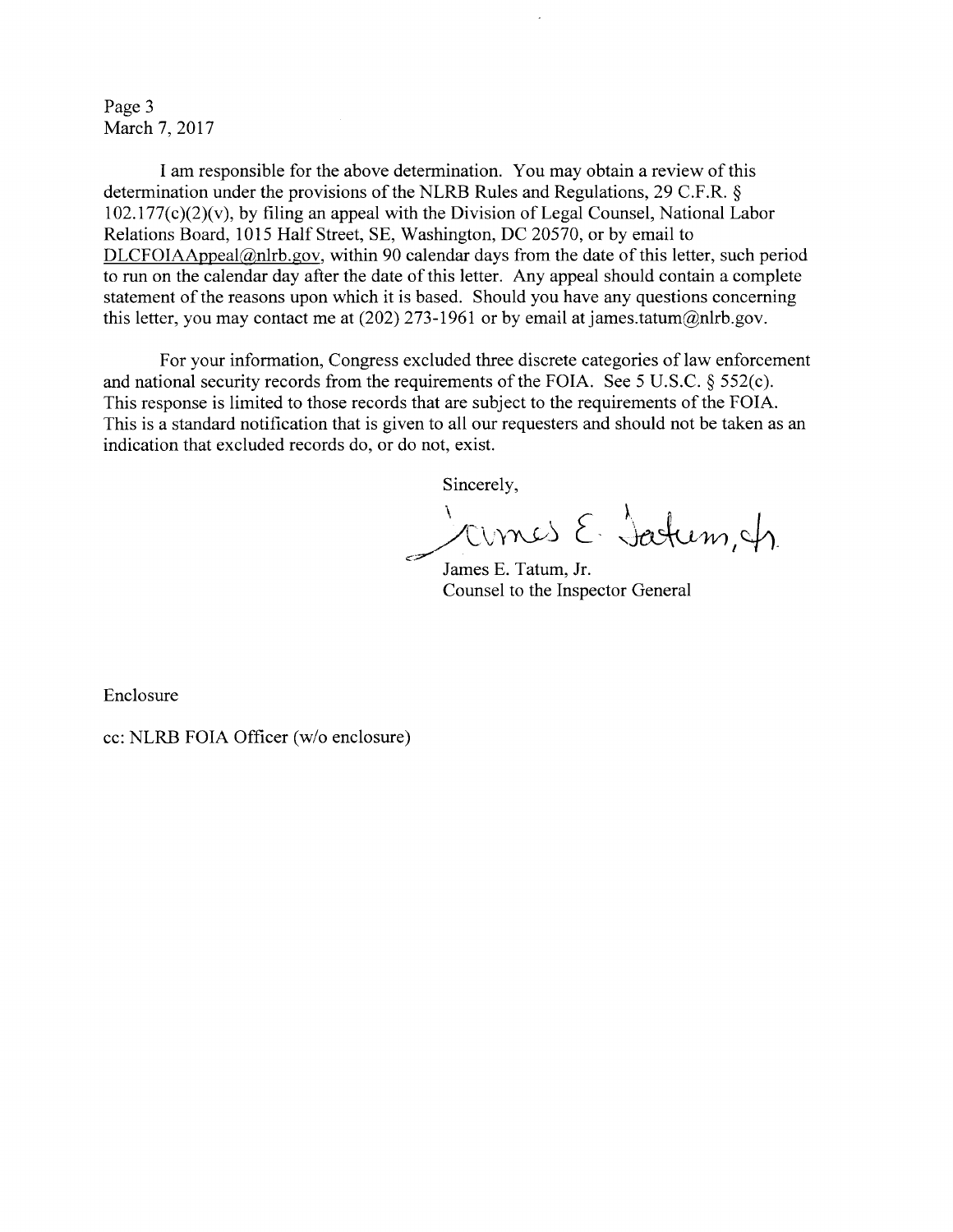Page 3
March 7, 2017

I am responsible for the above determination. You may obtain a review of this determination under the provisions of the NLRB Rules and Regulations, 29 C.F.R. § 102.177(c)(2)(v), by filing an appeal with the Division of Legal Counsel, National Labor Relations Board, 1015 Half Street, SE, Washington, DC 20570, or by email to DLCFOIAAppeal@nlrb.gov, within 90 calendar days from the date of this letter, such period to run on the calendar day after the date of this letter. Any appeal should contain a complete statement of the reasons upon which it is based. Should you have any questions concerning this letter, you may contact me at (202) 273-1961 or by email at james.tatum@nlrb.gov.

For your information, Congress excluded three discrete categories of law enforcement and national security records from the requirements of the FOIA. See 5 U.S.C. § 552(c). This response is limited to those records that are subject to the requirements of the FOIA. This is a standard notification that is given to all our requesters and should not be taken as an indication that excluded records do, or do not, exist.

Sincerely,

James E. Tatum, Jr.
Counsel to the Inspector General

Enclosure

cc: NLRB FOIA Officer (w/o enclosure)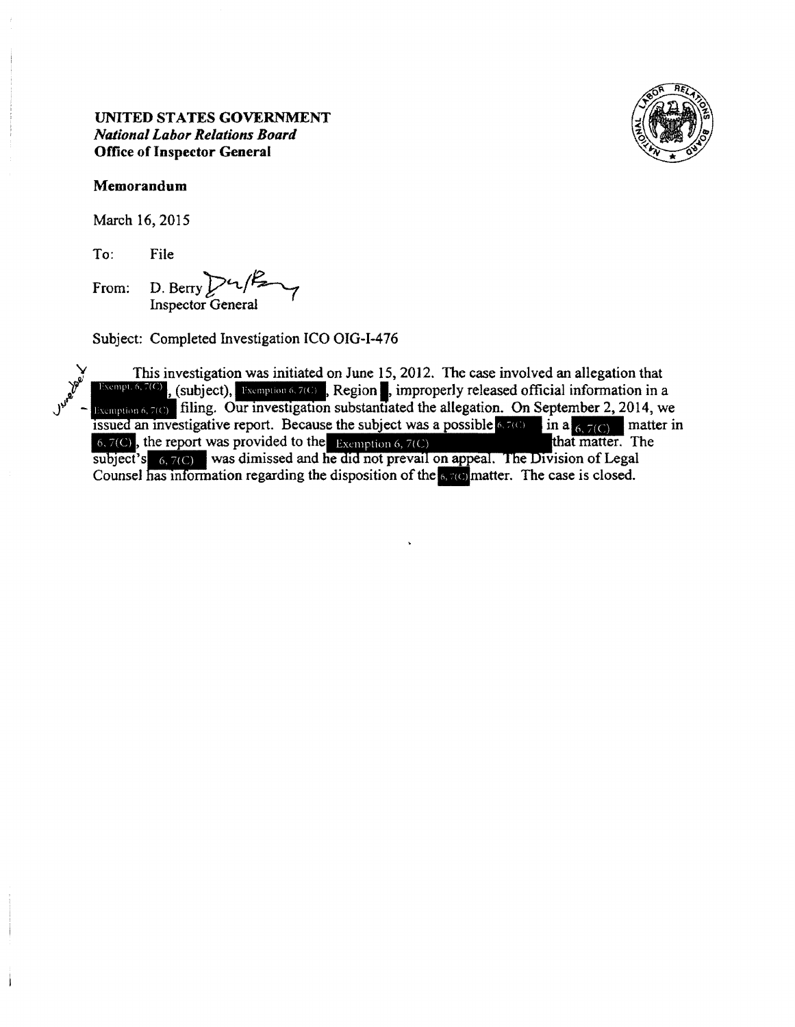**UNITED STATES GOVERNMENT**
***National Labor Relations Board***
**Office of Inspector General**

**Memorandum**

March 16, 2015

To: File

From: D. Berry
Inspector General

Subject: Completed Investigation ICO OIG-I-476

This investigation was initiated on June 15, 2012. The case involved an allegation that Exempt. 6, 7(C), (subject), Exemption 6, 7(C), Region ■, improperly released official information in a Exemption 6, 7(C) filing. Our investigation substantiated the allegation. On September 2, 2014, we issued an investigative report. Because the subject was a possible 6, 7(C) in a 6, 7(C) matter in 6, 7(C), the report was provided to the Exemption 6, 7(C) that matter. The subject's 6, 7(C) was dimissed and he did not prevail on appeal. The Division of Legal Counsel has information regarding the disposition of the 6, 7(C) matter. The case is closed.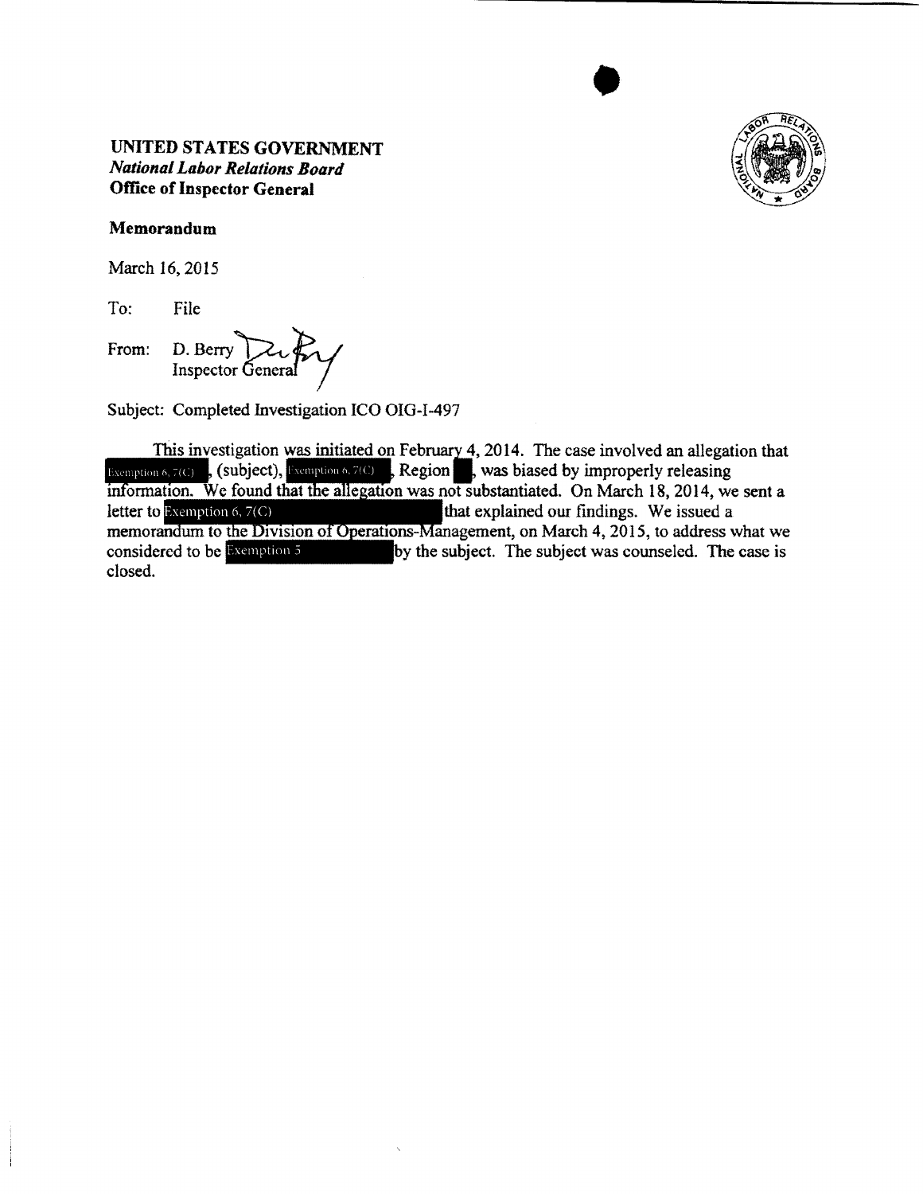**UNITED STATES GOVERNMENT**
***National Labor Relations Board***
**Office of Inspector General**

**Memorandum**

March 16, 2015

To: File

From: D. Berry
Inspector General

Subject: Completed Investigation ICO OIG-I-497

This investigation was initiated on February 4, 2014. The case involved an allegation that Exemption 6, 7(C), (subject), Exemption 6, 7(C), Region [redacted], was biased by improperly releasing information. We found that the allegation was not substantiated. On March 18, 2014, we sent a letter to Exemption 6, 7(C) that explained our findings. We issued a memorandum to the Division of Operations-Management, on March 4, 2015, to address what we considered to be Exemption 5 by the subject. The subject was counseled. The case is closed.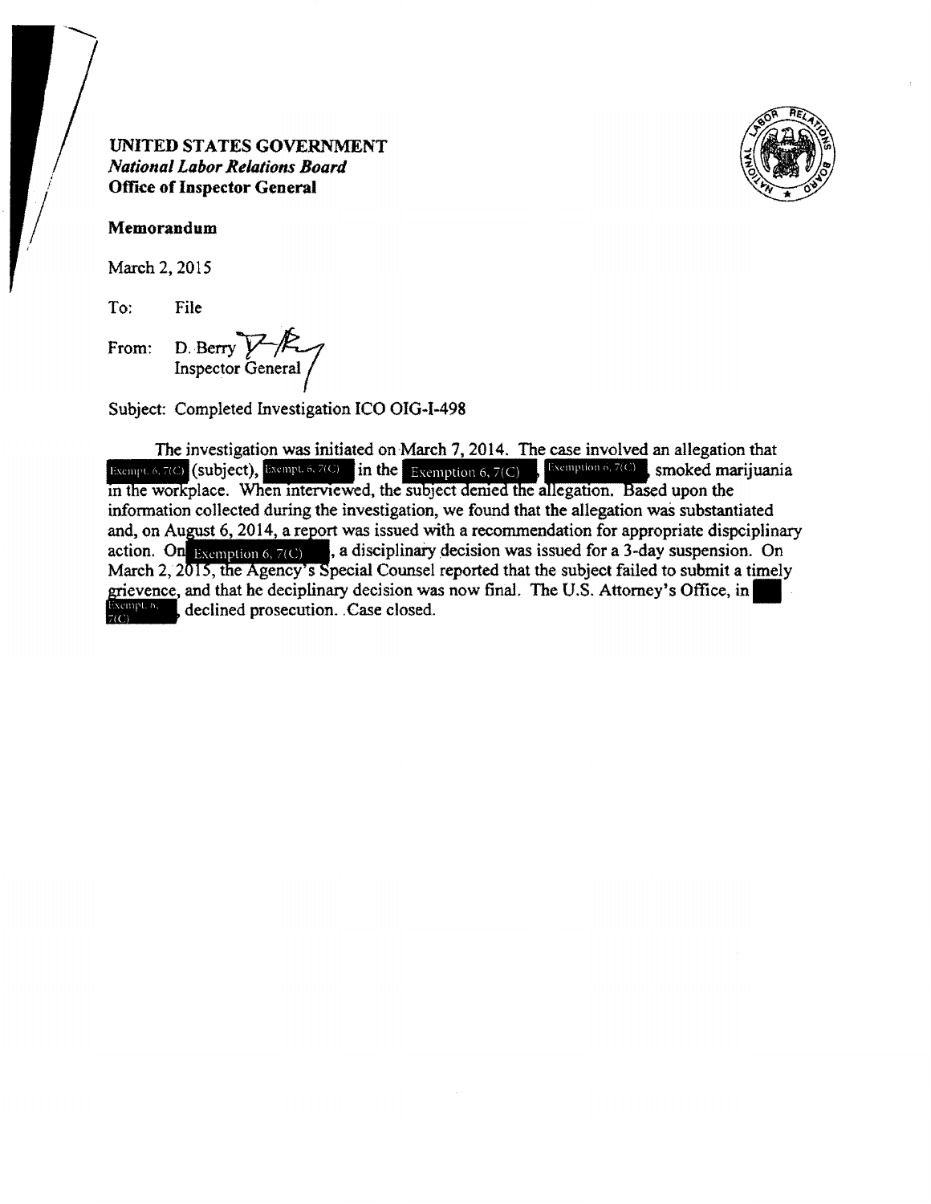**UNITED STATES GOVERNMENT**
***National Labor Relations Board***
**Office of Inspector General**

**Memorandum**

March 2, 2015

To: File

From: D. Berry
Inspector General

Subject: Completed Investigation ICO OIG-I-498

The investigation was initiated on March 7, 2014. The case involved an allegation that Exempt. 6, 7(C) (subject), Exempt. 6, 7(C) in the Exemption 6, 7(C), Exemption 6, 7(C), smoked marijuania in the workplace. When interviewed, the subject denied the allegation. Based upon the information collected during the investigation, we found that the allegation was substantiated and, on August 6, 2014, a report was issued with a recommendation for appropriate dispciplinary action. On Exemption 6, 7(C), a disciplinary decision was issued for a 3-day suspension. On March 2, 2015, the Agency's Special Counsel reported that the subject failed to submit a timely grievence, and that he deciplinary decision was now final. The U.S. Attorney's Office, in Exempt. 6, 7(C), declined prosecution. .Case closed.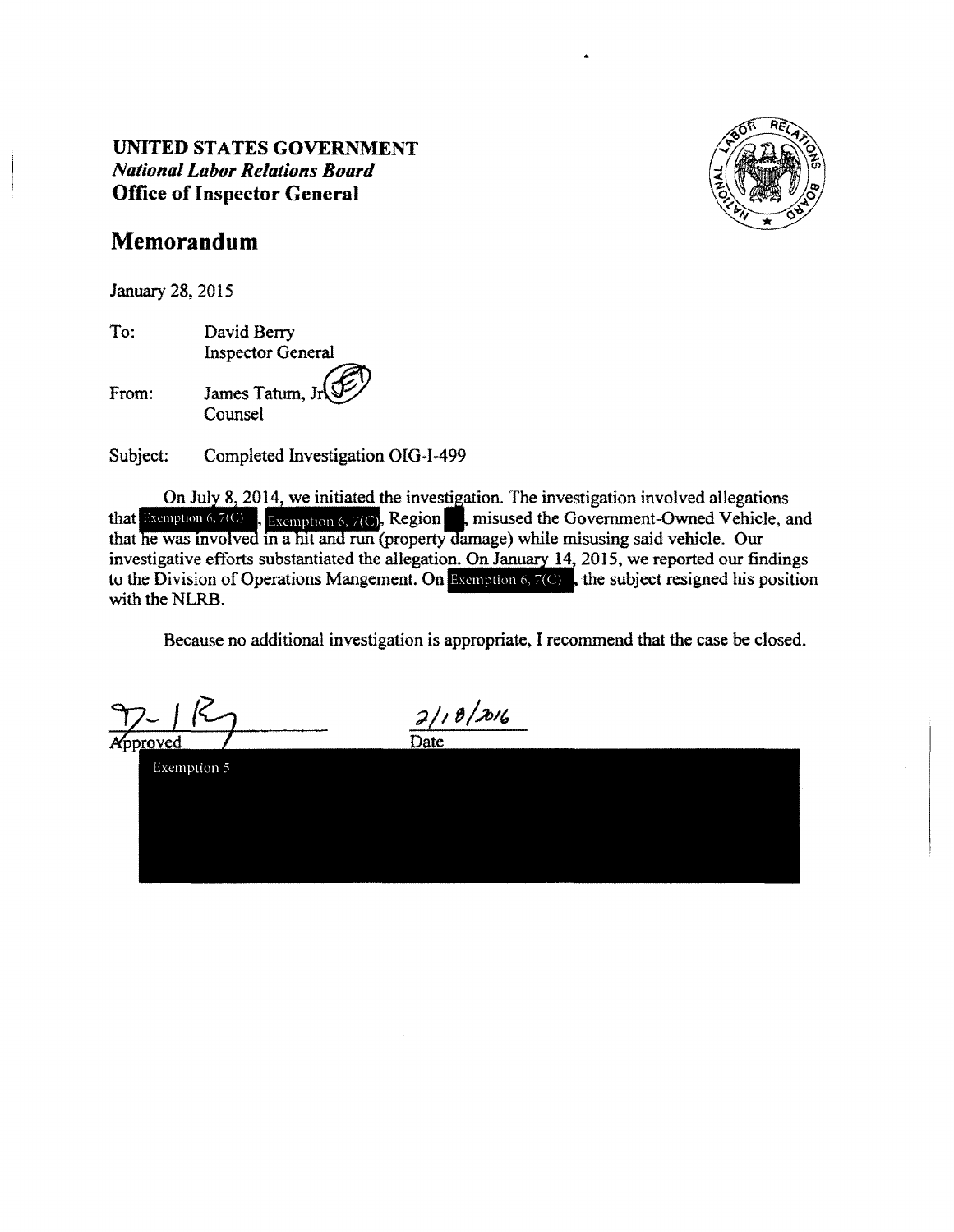**UNITED STATES GOVERNMENT**
***National Labor Relations Board***
**Office of Inspector General**

## Memorandum

January 28, 2015

To: David Berry
Inspector General

From: James Tatum, Jr.
Counsel

Subject: Completed Investigation OIG-I-499

On July 8, 2014, we initiated the investigation. The investigation involved allegations that Exemption 6, 7(C), Exemption 6, 7(C), Region , misused the Government-Owned Vehicle, and that he was involved in a hit and run (property damage) while misusing said vehicle. Our investigative efforts substantiated the allegation. On January 14, 2015, we reported our findings to the Division of Operations Mangement. On Exemption 6, 7(C), the subject resigned his position with the NLRB.

Because no additional investigation is appropriate, I recommend that the case be closed.

Approved

2/18/2016
Date

Exemption 5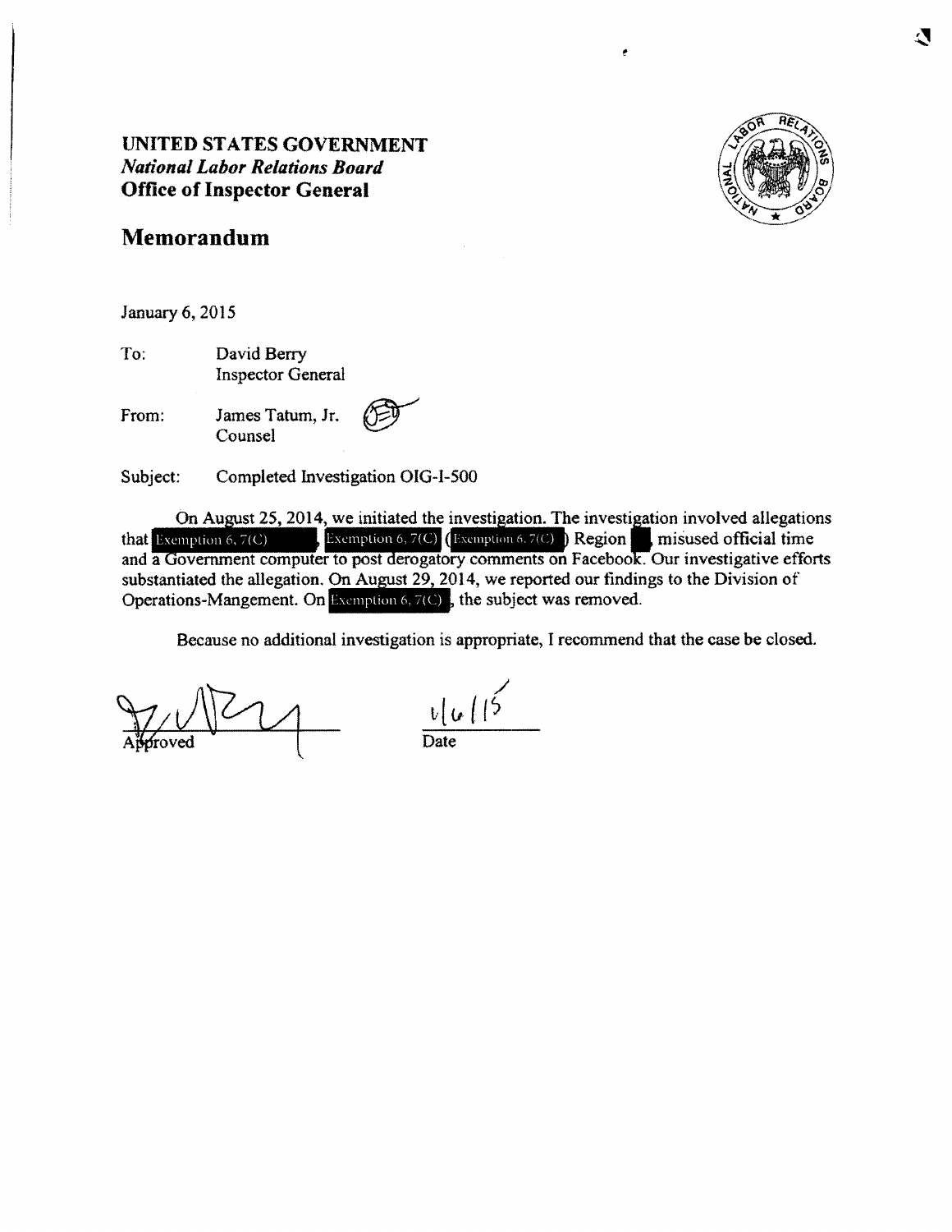**UNITED STATES GOVERNMENT**
***National Labor Relations Board***
**Office of Inspector General**

## Memorandum

January 6, 2015

To: David Berry
Inspector General

From: James Tatum, Jr.
Counsel

Subject: Completed Investigation OIG-I-500

On August 25, 2014, we initiated the investigation. The investigation involved allegations that Exemption 6, 7(C), Exemption 6, 7(C) (Exemption 6, 7(C)) Region ■ misused official time and a Government computer to post derogatory comments on Facebook. Our investigative efforts substantiated the allegation. On August 29, 2014, we reported our findings to the Division of Operations-Mangement. On Exemption 6, 7(C), the subject was removed.

Because no additional investigation is appropriate, I recommend that the case be closed.

Approved

1/6/15
Date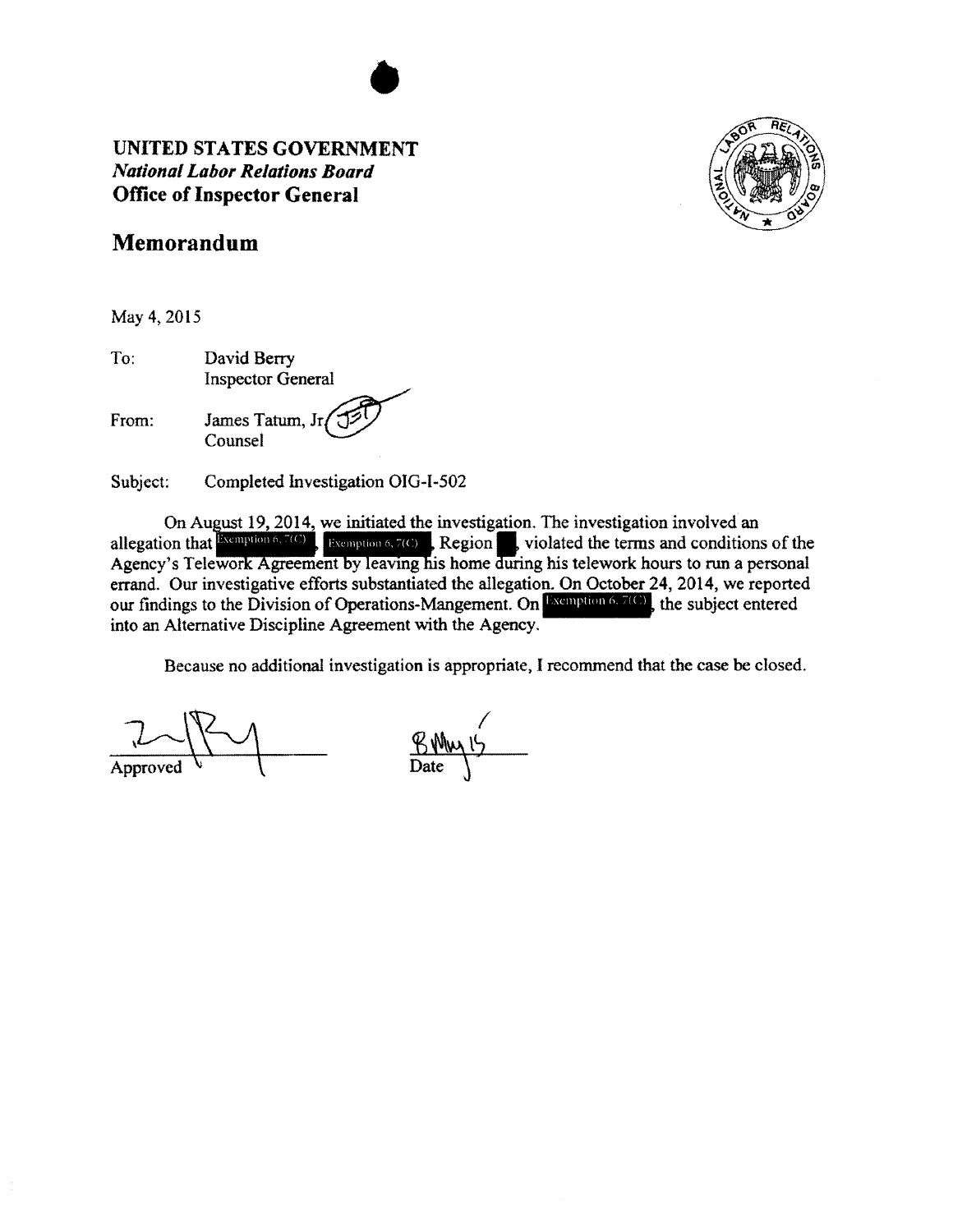**UNITED STATES GOVERNMENT**
***National Labor Relations Board***
**Office of Inspector General**

## Memorandum

May 4, 2015

To: David Berry
Inspector General

From: James Tatum, Jr.
Counsel

Subject: Completed Investigation OIG-I-502

On August 19, 2014, we initiated the investigation. The investigation involved an allegation that Exemption 6, 7(C), Exemption 6, 7(C), Region ■, violated the terms and conditions of the Agency's Telework Agreement by leaving his home during his telework hours to run a personal errand. Our investigative efforts substantiated the allegation. On October 24, 2014, we reported our findings to the Division of Operations-Mangement. On Exemption 6, 7(C), the subject entered into an Alternative Discipline Agreement with the Agency.

Because no additional investigation is appropriate, I recommend that the case be closed.

Approved

8 May 15
Date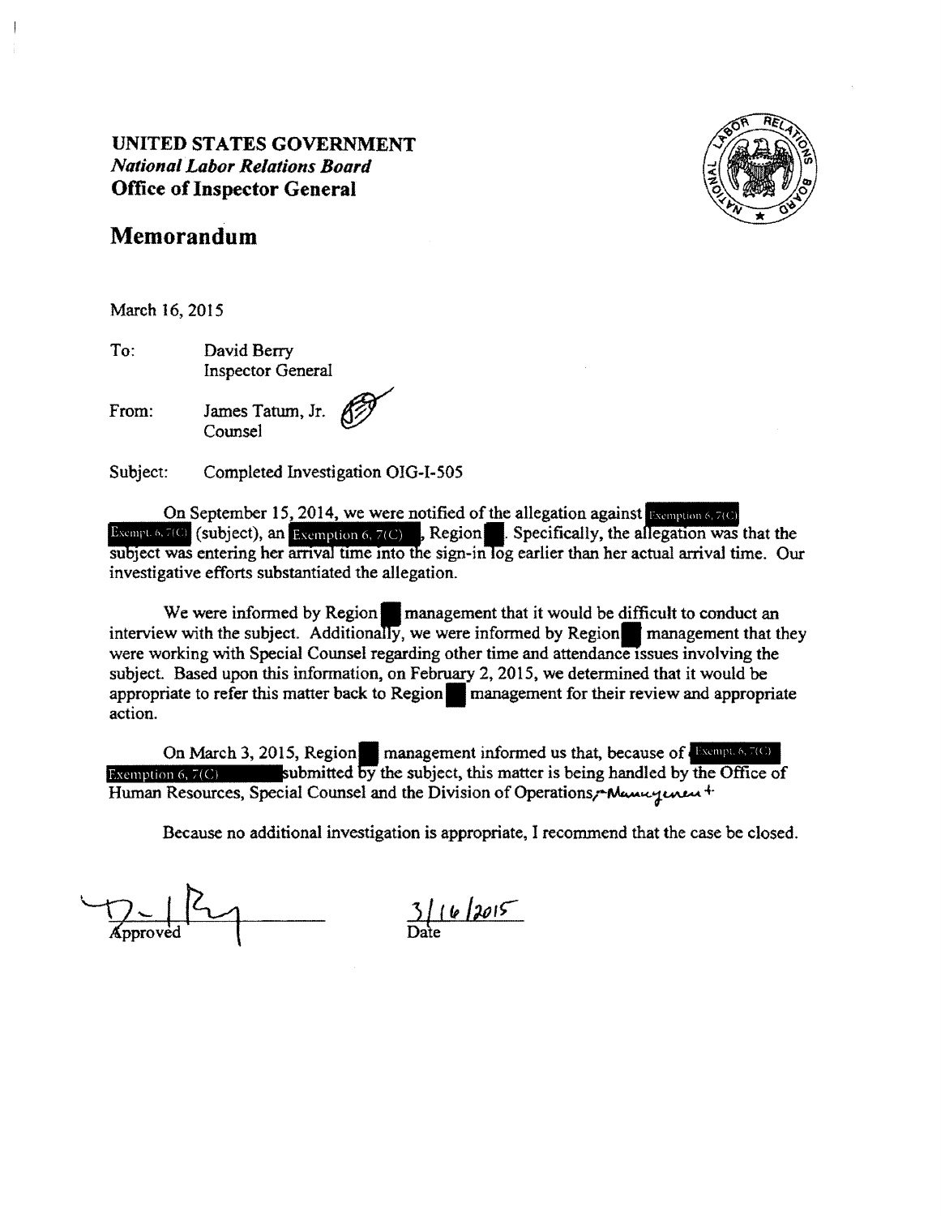**UNITED STATES GOVERNMENT**
***National Labor Relations Board***
**Office of Inspector General**

## Memorandum

March 16, 2015

To: David Berry
Inspector General

From: James Tatum, Jr.
Counsel

Subject: Completed Investigation OIG-I-505

On September 15, 2014, we were notified of the allegation against Exemption 6, 7(C) Exempt. 6, 7(C) (subject), an Exemption 6, 7(C), Region ■. Specifically, the allegation was that the subject was entering her arrival time into the sign-in log earlier than her actual arrival time. Our investigative efforts substantiated the allegation.

We were informed by Region ■ management that it would be difficult to conduct an interview with the subject. Additionally, we were informed by Region ■ management that they were working with Special Counsel regarding other time and attendance issues involving the subject. Based upon this information, on February 2, 2015, we determined that it would be appropriate to refer this matter back to Region ■ management for their review and appropriate action.

On March 3, 2015, Region ■ management informed us that, because of Exempt. 6, 7(C) Exemption 6, 7(C) submitted by the subject, this matter is being handled by the Office of Human Resources, Special Counsel and the Division of Operations-Management.

Because no additional investigation is appropriate, I recommend that the case be closed.

Approved

Date 3/16/2015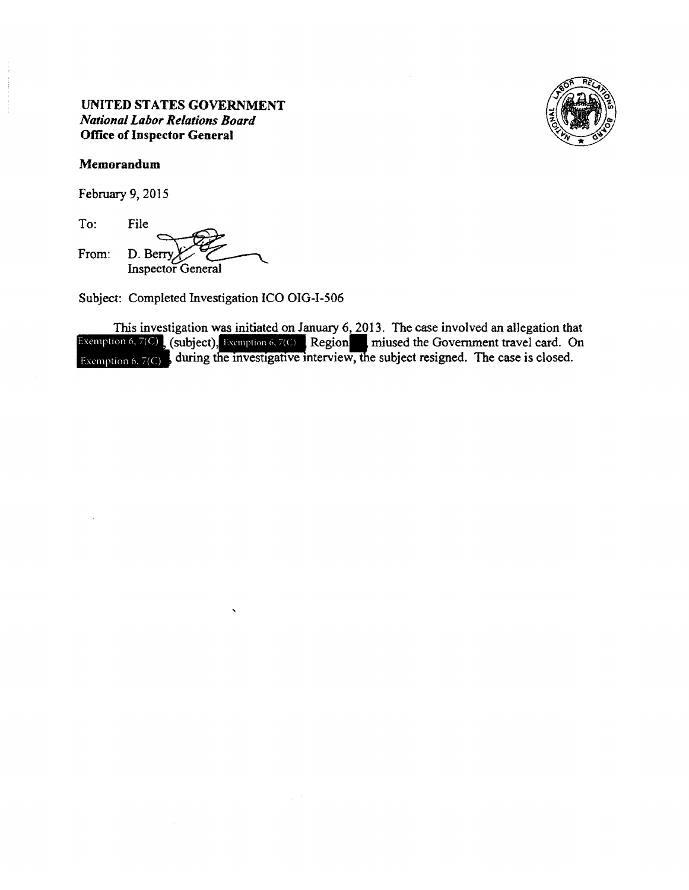**UNITED STATES GOVERNMENT**
***National Labor Relations Board***
**Office of Inspector General**

**Memorandum**

February 9, 2015

To: File

From: D. Berry
Inspector General

Subject: Completed Investigation ICO OIG-I-506

This investigation was initiated on January 6, 2013. The case involved an allegation that Exemption 6, 7(C) (subject), Exemption 6, 7(C) Region miused the Government travel card. On Exemption 6, 7(C), during the investigative interview, the subject resigned. The case is closed.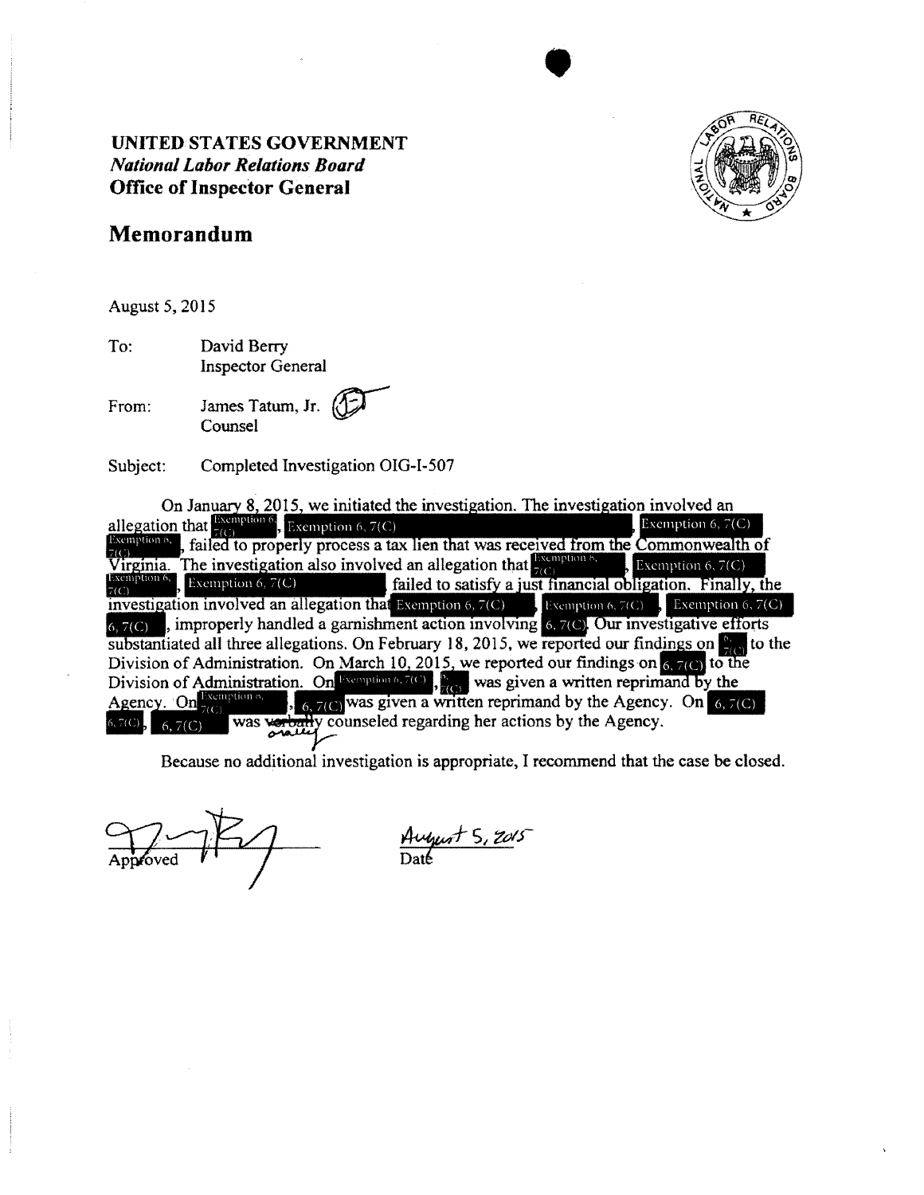**UNITED STATES GOVERNMENT**
***National Labor Relations Board***
**Office of Inspector General**

## Memorandum

August 5, 2015

To: David Berry
Inspector General

From: James Tatum, Jr.
Counsel

Subject: Completed Investigation OIG-I-507

On January 8, 2015, we initiated the investigation. The investigation involved an allegation that Exemption 6, 7(C), Exemption 6, 7(C), Exemption 6, 7(C) Exemption 6, 7(C), failed to properly process a tax lien that was received from the Commonwealth of Virginia. The investigation also involved an allegation that Exemption 6, 7(C), Exemption 6, 7(C) Exemption 6, 7(C), Exemption 6, 7(C) failed to satisfy a just financial obligation. Finally, the investigation involved an allegation that Exemption 6, 7(C), Exemption 6, 7(C), Exemption 6, 7(C) 6, 7(C), improperly handled a garnishment action involving 6, 7(C). Our investigative efforts substantiated all three allegations. On February 18, 2015, we reported our findings on 6, 7(C) to the Division of Administration. On March 10, 2015, we reported our findings on 6, 7(C) to the Division of Administration. On Exemption 6, 7(C), 6, 7(C) was given a written reprimand by the Agency. On Exemption 6, 7(C), 6, 7(C) was given a written reprimand by the Agency. On 6, 7(C) 6, 7(C), 6, 7(C) was ~~verbally~~ orally counseled regarding her actions by the Agency.

Because no additional investigation is appropriate, I recommend that the case be closed.

Approved

August 5, 2015
Date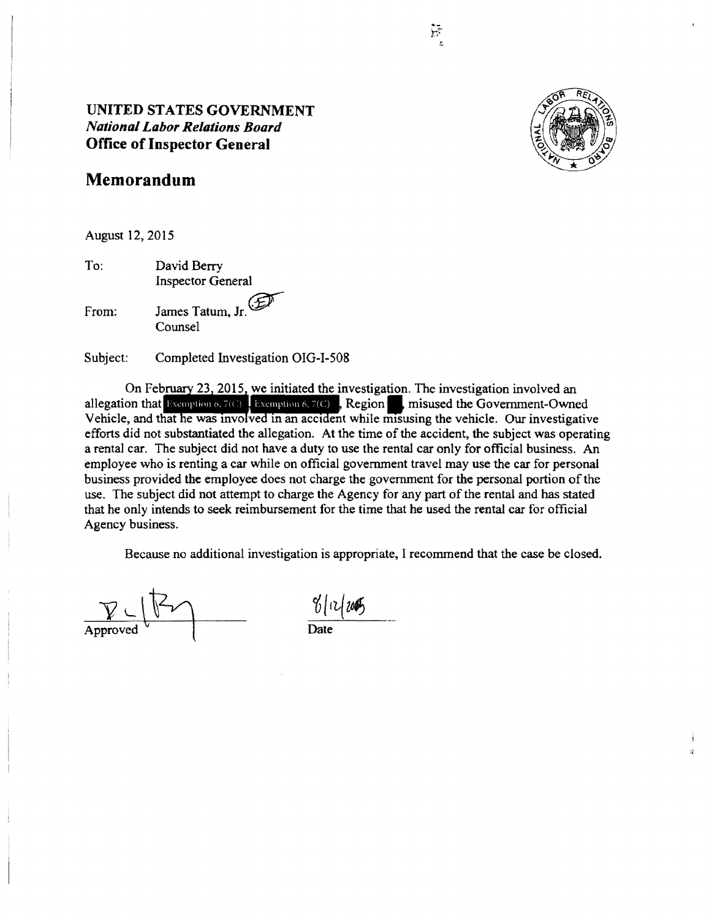**UNITED STATES GOVERNMENT**
***National Labor Relations Board***
**Office of Inspector General**

## Memorandum

August 12, 2015

To: David Berry
Inspector General

From: James Tatum, Jr.
Counsel

Subject: Completed Investigation OIG-I-508

On February 23, 2015, we initiated the investigation. The investigation involved an allegation that Exemption 6, 7(C) Exemption 6, 7(C), Region ■, misused the Government-Owned Vehicle, and that he was involved in an accident while misusing the vehicle. Our investigative efforts did not substantiate the allegation. At the time of the accident, the subject was operating a rental car. The subject did not have a duty to use the rental car only for official business. An employee who is renting a car while on official government travel may use the car for personal business provided the employee does not charge the government for the personal portion of the use. The subject did not attempt to charge the Agency for any part of the rental and has stated that he only intends to seek reimbursement for the time that he used the rental car for official Agency business.

Because no additional investigation is appropriate, I recommend that the case be closed.

Approved

8/12/2015
Date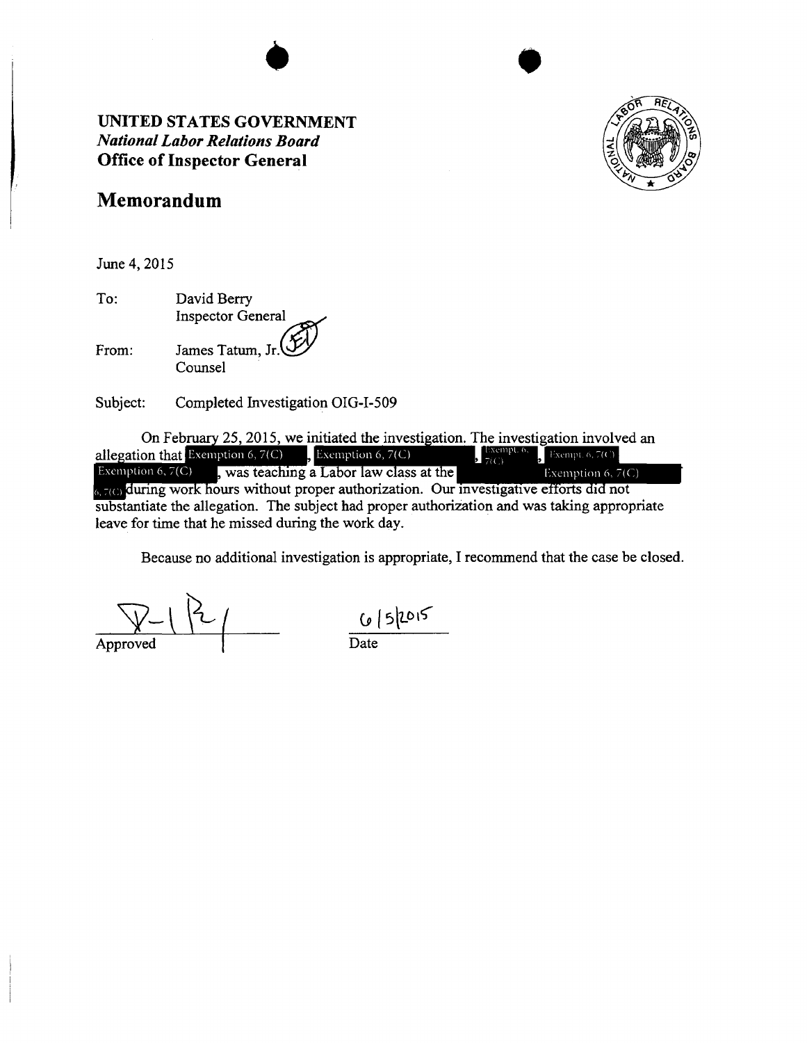**UNITED STATES GOVERNMENT**
***National Labor Relations Board***
**Office of Inspector General**

## Memorandum

June 4, 2015

To: David Berry
Inspector General

From: James Tatum, Jr.
Counsel

Subject: Completed Investigation OIG-I-509

On February 25, 2015, we initiated the investigation. The investigation involved an allegation that Exemption 6, 7(C), Exemption 6, 7(C), Exempt. 6, 7(C), Exempt. 6, 7(C) Exemption 6, 7(C), was teaching a Labor law class at the Exemption 6, 7(C) 6, 7(C) during work hours without proper authorization. Our investigative efforts did not substantiate the allegation. The subject had proper authorization and was taking appropriate leave for time that he missed during the work day.

Because no additional investigation is appropriate, I recommend that the case be closed.

Approved

6/5/2015
Date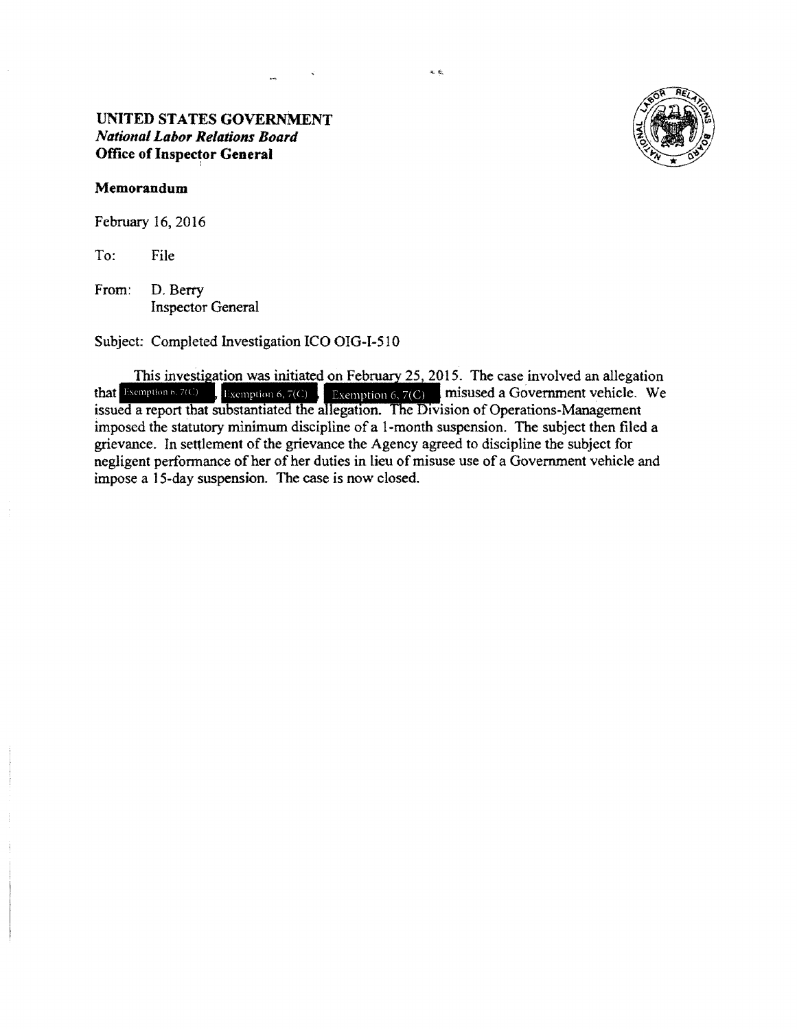**UNITED STATES GOVERNMENT**
***National Labor Relations Board***
**Office of Inspector General**

**Memorandum**

February 16, 2016

To: File

From: D. Berry
Inspector General

Subject: Completed Investigation ICO OIG-I-510

This investigation was initiated on February 25, 2015. The case involved an allegation that Exemption 6, 7(C), Exemption 6, 7(C), Exemption 6, 7(C) misused a Government vehicle. We issued a report that substantiated the allegation. The Division of Operations-Management imposed the statutory minimum discipline of a 1-month suspension. The subject then filed a grievance. In settlement of the grievance the Agency agreed to discipline the subject for negligent performance of her of her duties in lieu of misuse use of a Government vehicle and impose a 15-day suspension. The case is now closed.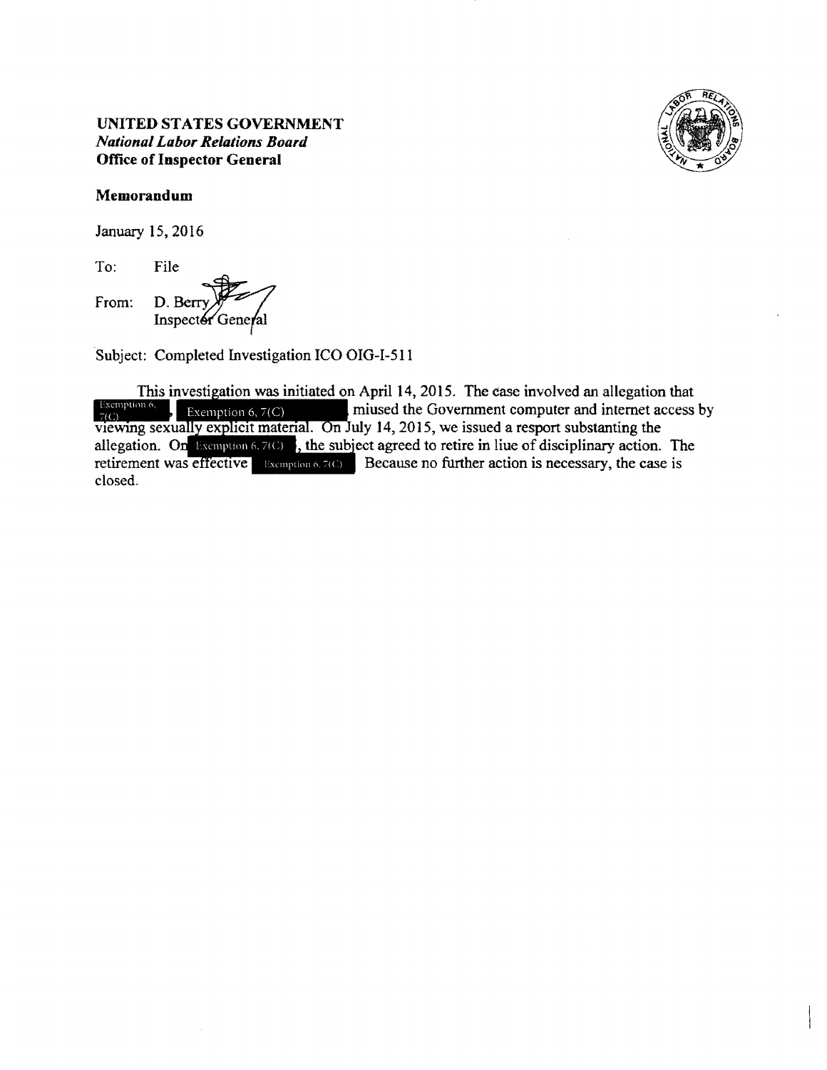**UNITED STATES GOVERNMENT**
***National Labor Relations Board***
**Office of Inspector General**

**Memorandum**

January 15, 2016

To: File

From: D. Berry
Inspector General

Subject: Completed Investigation ICO OIG-I-511

This investigation was initiated on April 14, 2015. The case involved an allegation that Exemption 6, 7(C), Exemption 6, 7(C) miused the Government computer and internet access by viewing sexually explicit material. On July 14, 2015, we issued a resport substanting the allegation. On Exemption 6, 7(C), the subject agreed to retire in liue of disciplinary action. The retirement was effective Exemption 6, 7(C). Because no further action is necessary, the case is closed.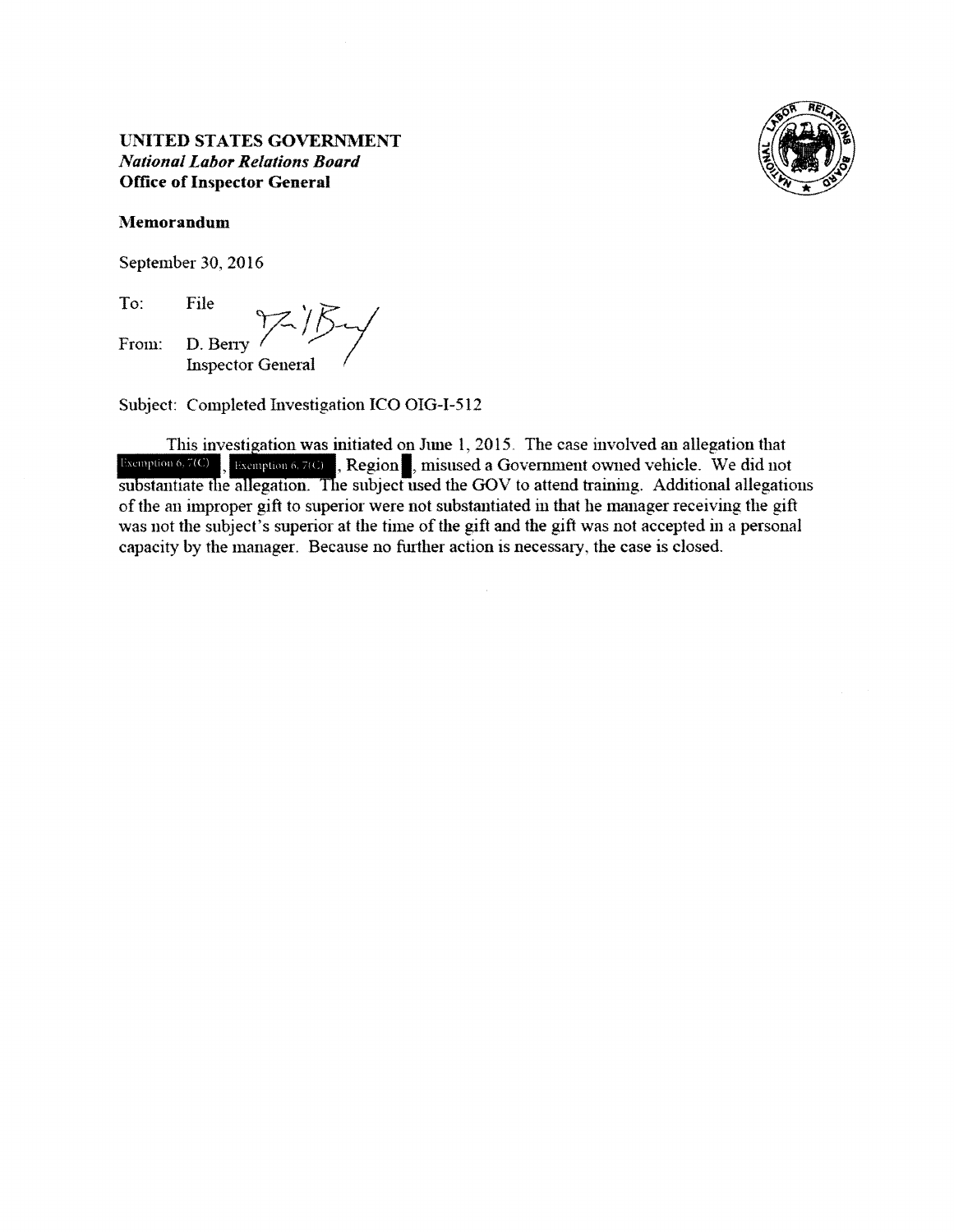**UNITED STATES GOVERNMENT**
***National Labor Relations Board***
**Office of Inspector General**

**Memorandum**

September 30, 2016

To: File

From: D. Berry
Inspector General

Subject: Completed Investigation ICO OIG-I-512

This investigation was initiated on June 1, 2015. The case involved an allegation that Exemption 6, 7(C), Exemption 6, 7(C), Region █, misused a Government owned vehicle. We did not substantiate the allegation. The subject used the GOV to attend training. Additional allegations of the an improper gift to superior were not substantiated in that he manager receiving the gift was not the subject's superior at the time of the gift and the gift was not accepted in a personal capacity by the manager. Because no further action is necessary, the case is closed.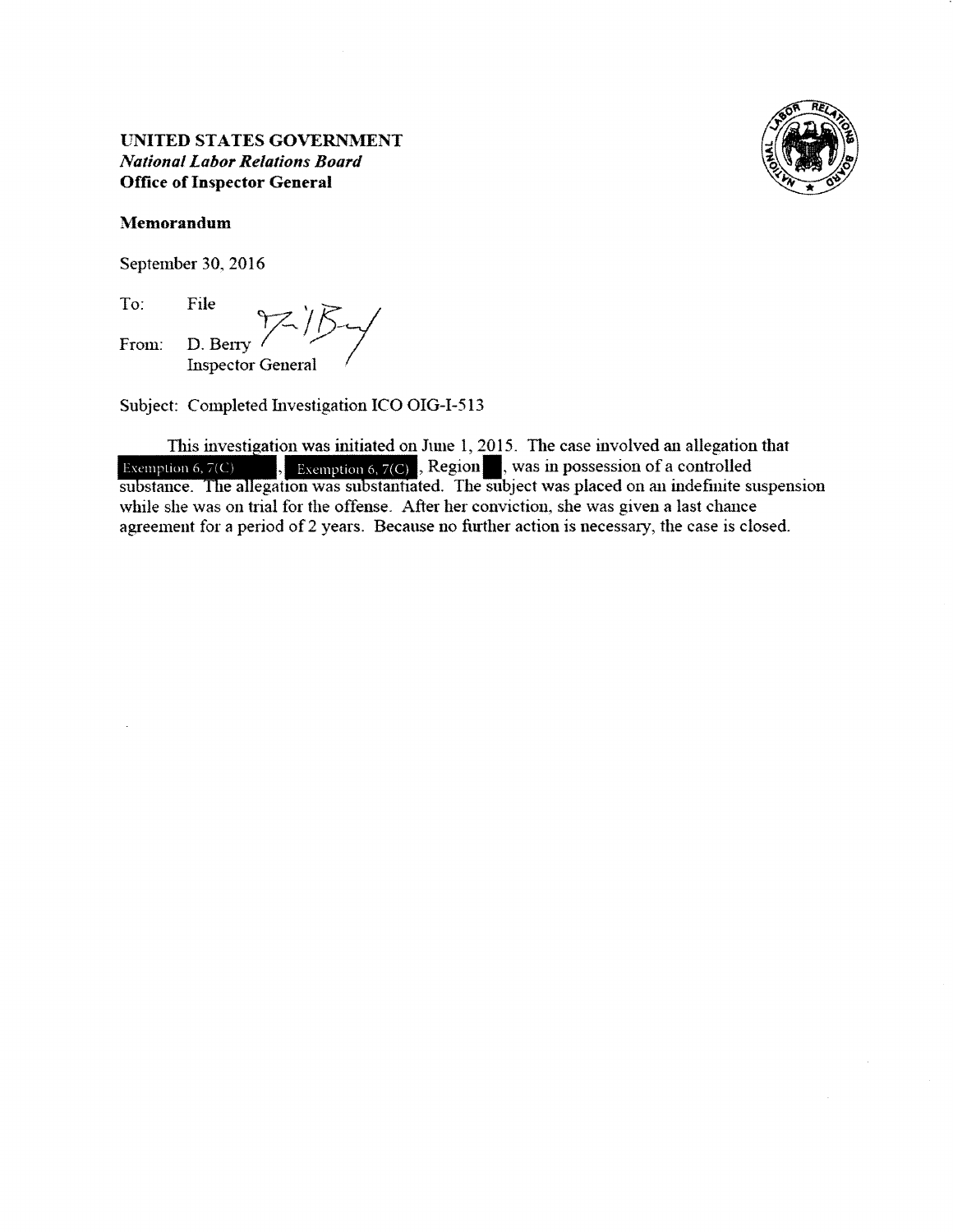**UNITED STATES GOVERNMENT**
***National Labor Relations Board***
**Office of Inspector General**

**Memorandum**

September 30, 2016

To: File

From: D. Berry
Inspector General

Subject: Completed Investigation ICO OIG-I-513

This investigation was initiated on June 1, 2015. The case involved an allegation that Exemption 6, 7(C), Exemption 6, 7(C), Region ■, was in possession of a controlled substance. The allegation was substantiated. The subject was placed on an indefinite suspension while she was on trial for the offense. After her conviction, she was given a last chance agreement for a period of 2 years. Because no further action is necessary, the case is closed.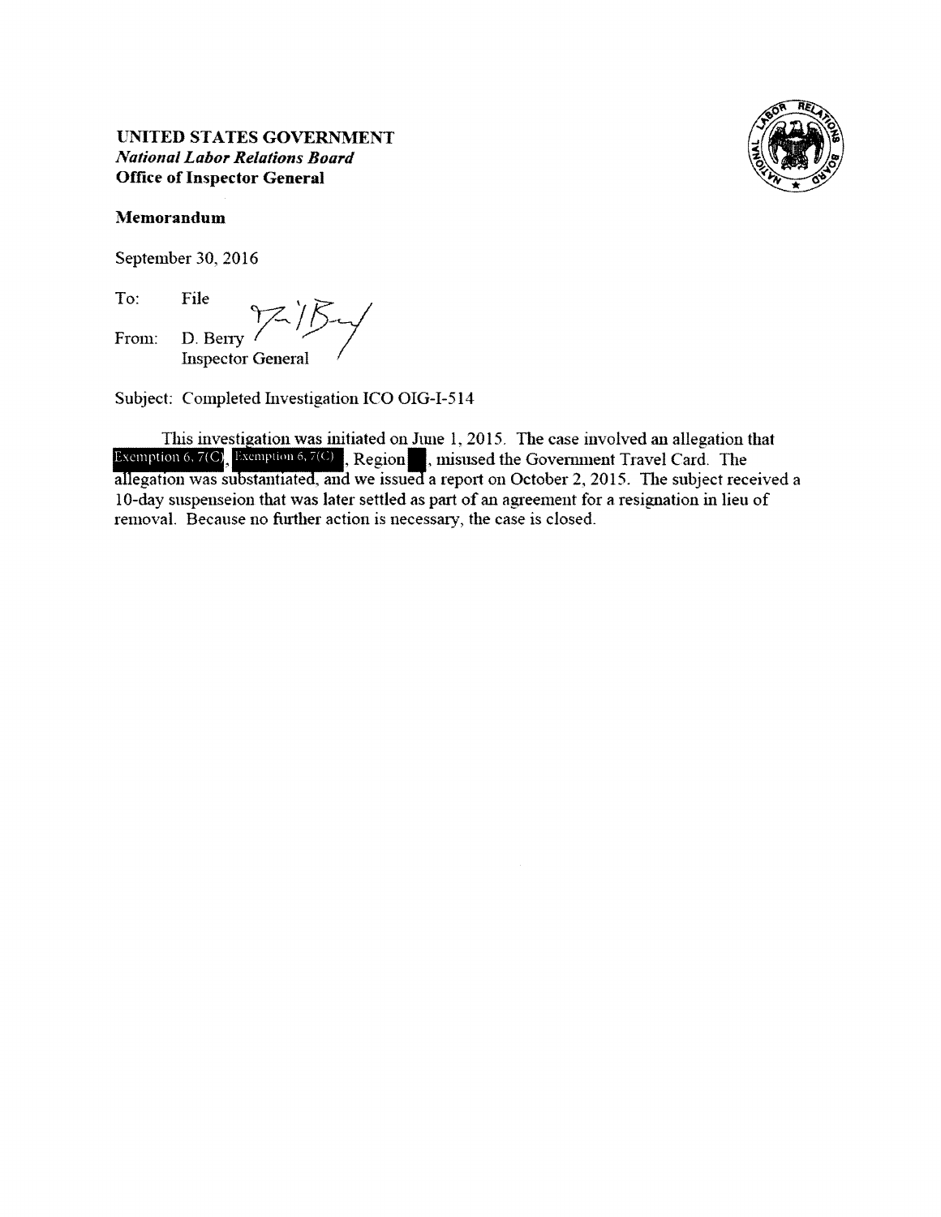**UNITED STATES GOVERNMENT**
***National Labor Relations Board***
**Office of Inspector General**

**Memorandum**

September 30, 2016

To: File

From: D. Berry
Inspector General

Subject: Completed Investigation ICO OIG-I-514

This investigation was initiated on June 1, 2015. The case involved an allegation that Exemption 6, 7(C), Exemption 6, 7(C), Region , misused the Government Travel Card. The allegation was substantiated, and we issued a report on October 2, 2015. The subject received a 10-day suspenseion that was later settled as part of an agreement for a resignation in lieu of removal. Because no further action is necessary, the case is closed.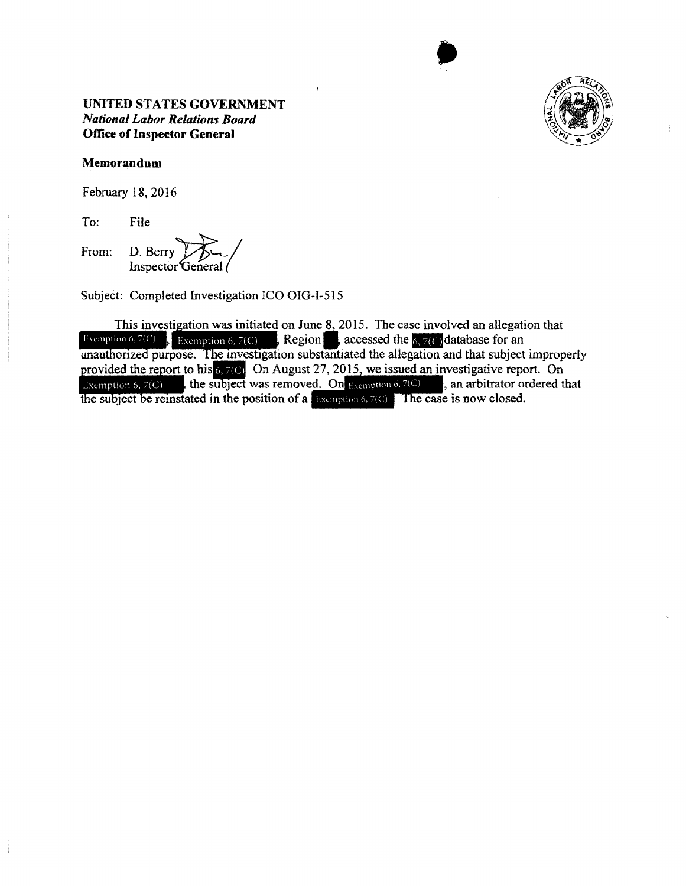**UNITED STATES GOVERNMENT**
***National Labor Relations Board***
**Office of Inspector General**

**Memorandum**

February 18, 2016

To: File

From: D. Berry
Inspector General

Subject: Completed Investigation ICO OIG-I-515

This investigation was initiated on June 8, 2015. The case involved an allegation that Exemption 6, 7(C), Exemption 6, 7(C), Region [redacted], accessed the 6, 7(C) database for an unauthorized purpose. The investigation substantiated the allegation and that subject improperly provided the report to his 6, 7(C). On August 27, 2015, we issued an investigative report. On Exemption 6, 7(C), the subject was removed. On Exemption 6, 7(C), an arbitrator ordered that the subject be reinstated in the position of a Exemption 6, 7(C). The case is now closed.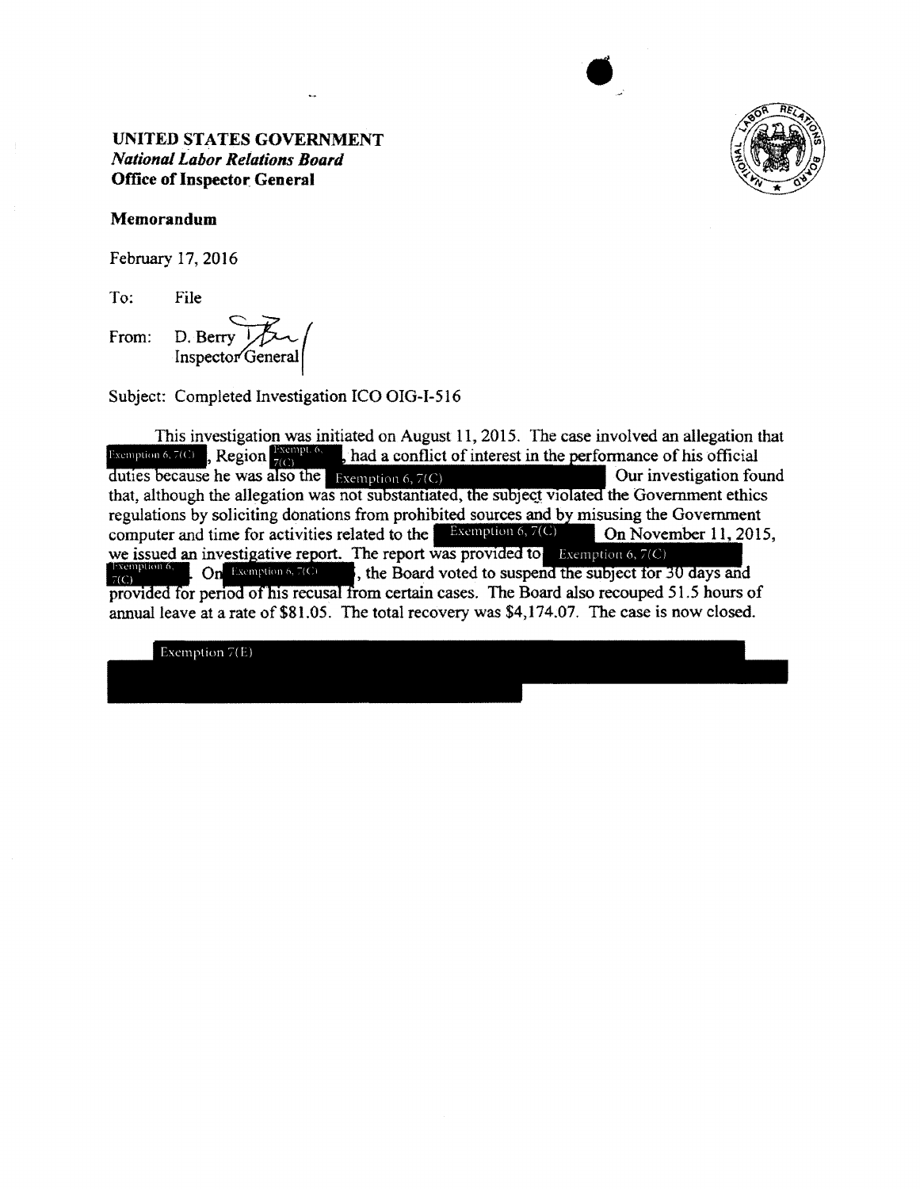**UNITED STATES GOVERNMENT**
***National Labor Relations Board***
**Office of Inspector General**

**Memorandum**

February 17, 2016

To: File

From: D. Berry
Inspector General

Subject: Completed Investigation ICO OIG-I-516

This investigation was initiated on August 11, 2015. The case involved an allegation that Exemption 6, 7(C), Region Exempt. 6, 7(C), had a conflict of interest in the performance of his official duties because he was also the Exemption 6, 7(C) Our investigation found that, although the allegation was not substantiated, the subject violated the Government ethics regulations by soliciting donations from prohibited sources and by misusing the Government computer and time for activities related to the Exemption 6, 7(C) On November 11, 2015, we issued an investigative report. The report was provided to Exemption 6, 7(C) Exemption 6, 7(C). On Exemption 6, 7(C), the Board voted to suspend the subject for 30 days and provided for period of his recusal from certain cases. The Board also recouped 51.5 hours of annual leave at a rate of $81.05. The total recovery was $4,174.07. The case is now closed.

Exemption 7(E)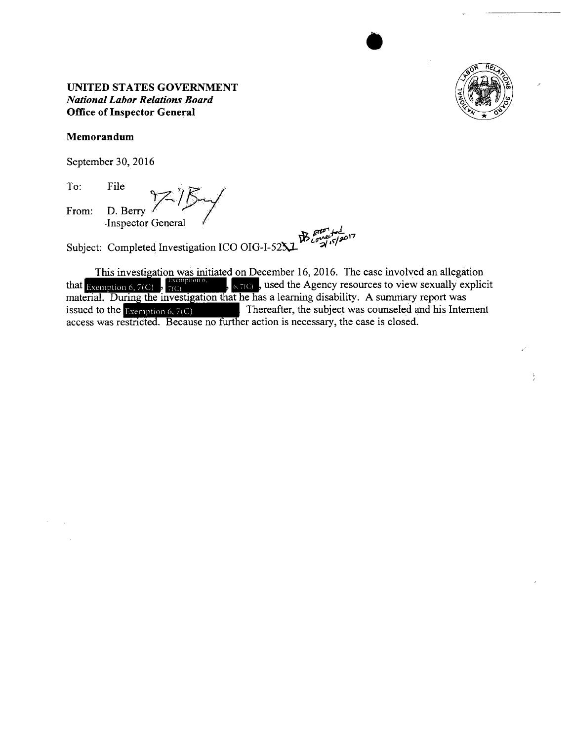**UNITED STATES GOVERNMENT**
***National Labor Relations Board***
**Office of Inspector General**

**Memorandum**

September 30, 2016

To: File

From: D. Berry
Inspector General

Subject: Completed Investigation ICO OIG-I-521 DB Error corrected 2/15/2017

This investigation was initiated on December 16, 2016. The case involved an allegation that Exemption 6, 7(C), Exemption 6, 7(C), 6, 7(C), used the Agency resources to view sexually explicit material. During the investigation that he has a learning disability. A summary report was issued to the Exemption 6, 7(C). Thereafter, the subject was counseled and his Internet access was restricted. Because no further action is necessary, the case is closed.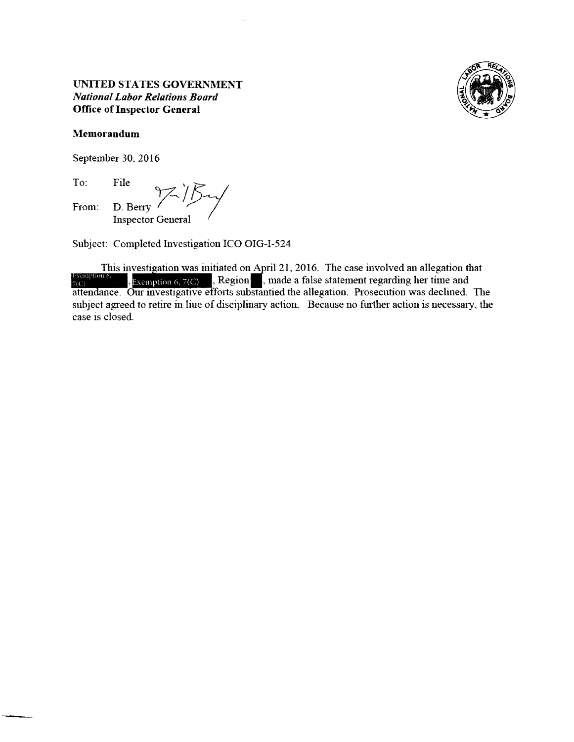**UNITED STATES GOVERNMENT**
***National Labor Relations Board***
**Office of Inspector General**

**Memorandum**

September 30, 2016

To: File

From: D. Berry
Inspector General

Subject: Completed Investigation ICO OIG-I-524

This investigation was initiated on April 21, 2016. The case involved an allegation that Exemption 6, 7(C), Exemption 6, 7(C), Region , made a false statement regarding her time and attendance. Our investigative efforts substantied the allegation. Prosecution was declined. The subject agreed to retire in liue of disciplinary action. Because no further action is necessary, the case is closed.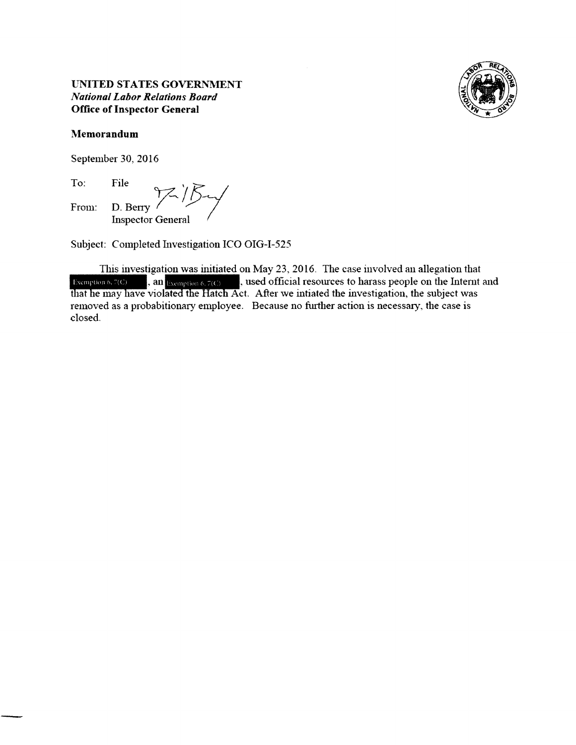**UNITED STATES GOVERNMENT**
***National Labor Relations Board***
**Office of Inspector General**

**Memorandum**

September 30, 2016

To: File

From: D. Berry
Inspector General

Subject: Completed Investigation ICO OIG-I-525

This investigation was initiated on May 23, 2016. The case involved an allegation that Exemption 6, 7(C), an Exemption 6, 7(C), used official resources to harass people on the Internt and that he may have violated the Hatch Act. After we intiated the investigation, the subject was removed as a probabitionary employee. Because no further action is necessary, the case is closed.